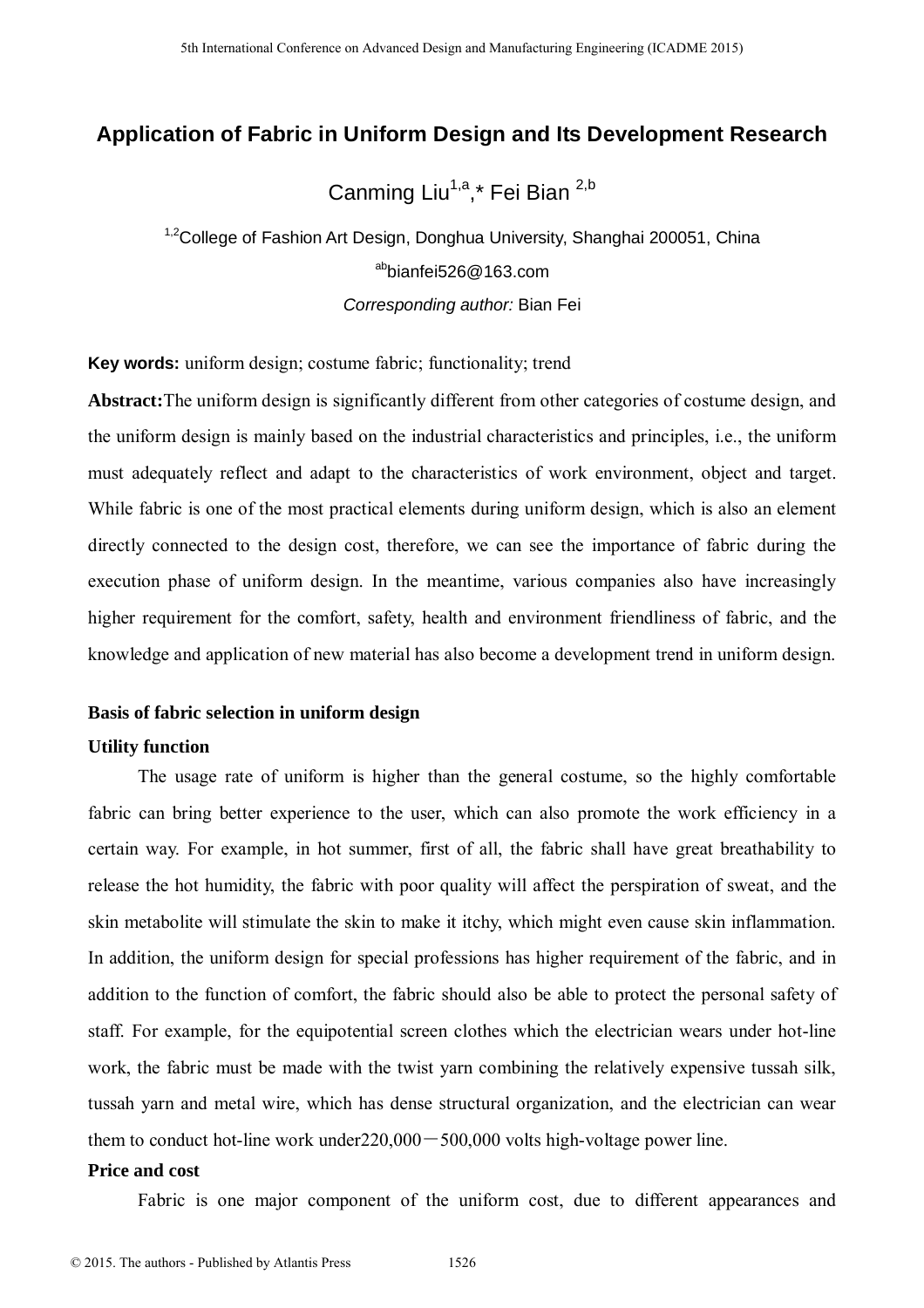# Application of Fabric in Uniform Design and Its Development Research

Canming Liu[1,a],* Fei Bian [2,b]

[1,2]College of Fashion Art Design, Donghua University, Shanghai 200051, China

[ab]bianfei526@163.com

*Corresponding author:* Bian Fei

**Key words:** uniform design; costume fabric; functionality; trend

**Abstract:**The uniform design is significantly different from other categories of costume design, and the uniform design is mainly based on the industrial characteristics and principles, i.e., the uniform must adequately reflect and adapt to the characteristics of work environment, object and target. While fabric is one of the most practical elements during uniform design, which is also an element directly connected to the design cost, therefore, we can see the importance of fabric during the execution phase of uniform design. In the meantime, various companies also have increasingly higher requirement for the comfort, safety, health and environment friendliness of fabric, and the knowledge and application of new material has also become a development trend in uniform design.

## Basis of fabric selection in uniform design

### Utility function

The usage rate of uniform is higher than the general costume, so the highly comfortable fabric can bring better experience to the user, which can also promote the work efficiency in a certain way. For example, in hot summer, first of all, the fabric shall have great breathability to release the hot humidity, the fabric with poor quality will affect the perspiration of sweat, and the skin metabolite will stimulate the skin to make it itchy, which might even cause skin inflammation. In addition, the uniform design for special professions has higher requirement of the fabric, and in addition to the function of comfort, the fabric should also be able to protect the personal safety of staff. For example, for the equipotential screen clothes which the electrician wears under hot-line work, the fabric must be made with the twist yarn combining the relatively expensive tussah silk, tussah yarn and metal wire, which has dense structural organization, and the electrician can wear them to conduct hot-line work under220,000－500,000 volts high-voltage power line.

### Price and cost

Fabric is one major component of the uniform cost, due to different appearances and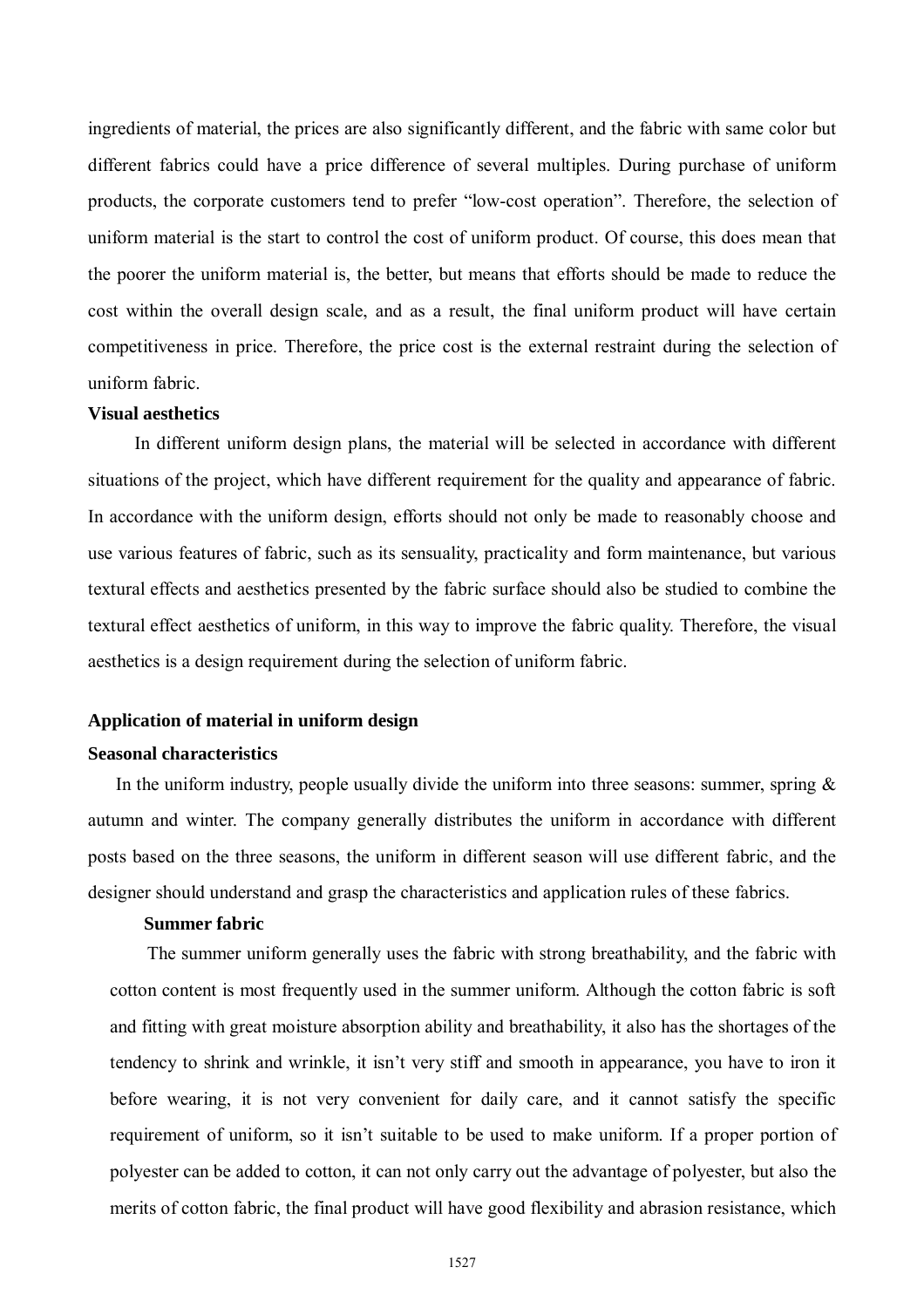ingredients of material, the prices are also significantly different, and the fabric with same color but different fabrics could have a price difference of several multiples. During purchase of uniform products, the corporate customers tend to prefer "low-cost operation". Therefore, the selection of uniform material is the start to control the cost of uniform product. Of course, this does mean that the poorer the uniform material is, the better, but means that efforts should be made to reduce the cost within the overall design scale, and as a result, the final uniform product will have certain competitiveness in price. Therefore, the price cost is the external restraint during the selection of uniform fabric.

**Visual aesthetics**

In different uniform design plans, the material will be selected in accordance with different situations of the project, which have different requirement for the quality and appearance of fabric. In accordance with the uniform design, efforts should not only be made to reasonably choose and use various features of fabric, such as its sensuality, practicality and form maintenance, but various textural effects and aesthetics presented by the fabric surface should also be studied to combine the textural effect aesthetics of uniform, in this way to improve the fabric quality. Therefore, the visual aesthetics is a design requirement during the selection of uniform fabric.

## Application of material in uniform design

### Seasonal characteristics

In the uniform industry, people usually divide the uniform into three seasons: summer, spring & autumn and winter. The company generally distributes the uniform in accordance with different posts based on the three seasons, the uniform in different season will use different fabric, and the designer should understand and grasp the characteristics and application rules of these fabrics.

#### Summer fabric

The summer uniform generally uses the fabric with strong breathability, and the fabric with cotton content is most frequently used in the summer uniform. Although the cotton fabric is soft and fitting with great moisture absorption ability and breathability, it also has the shortages of the tendency to shrink and wrinkle, it isn't very stiff and smooth in appearance, you have to iron it before wearing, it is not very convenient for daily care, and it cannot satisfy the specific requirement of uniform, so it isn't suitable to be used to make uniform. If a proper portion of polyester can be added to cotton, it can not only carry out the advantage of polyester, but also the merits of cotton fabric, the final product will have good flexibility and abrasion resistance, which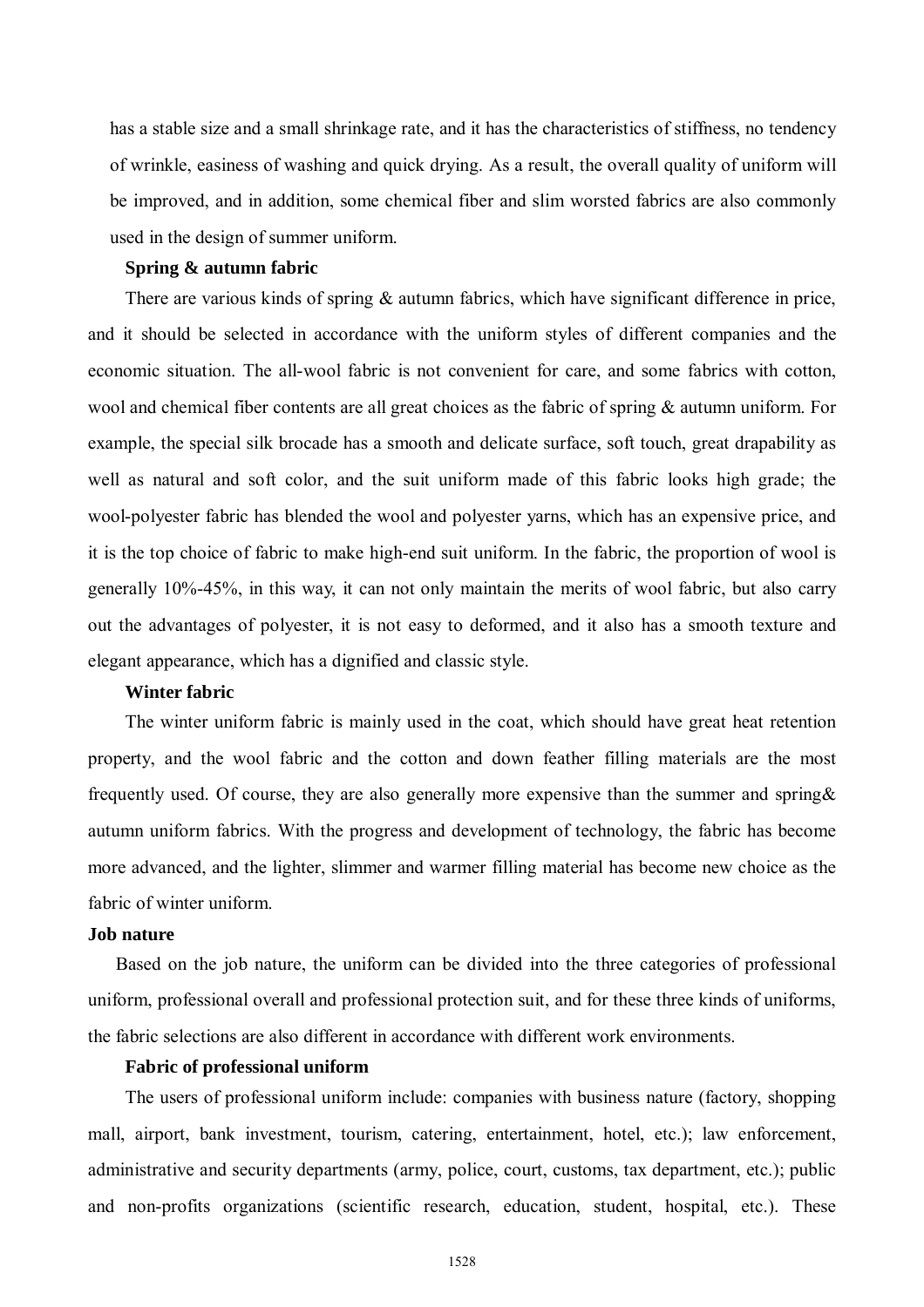has a stable size and a small shrinkage rate, and it has the characteristics of stiffness, no tendency of wrinkle, easiness of washing and quick drying. As a result, the overall quality of uniform will be improved, and in addition, some chemical fiber and slim worsted fabrics are also commonly used in the design of summer uniform.

#### Spring & autumn fabric

There are various kinds of spring & autumn fabrics, which have significant difference in price, and it should be selected in accordance with the uniform styles of different companies and the economic situation. The all-wool fabric is not convenient for care, and some fabrics with cotton, wool and chemical fiber contents are all great choices as the fabric of spring & autumn uniform. For example, the special silk brocade has a smooth and delicate surface, soft touch, great drapability as well as natural and soft color, and the suit uniform made of this fabric looks high grade; the wool-polyester fabric has blended the wool and polyester yarns, which has an expensive price, and it is the top choice of fabric to make high-end suit uniform. In the fabric, the proportion of wool is generally 10%-45%, in this way, it can not only maintain the merits of wool fabric, but also carry out the advantages of polyester, it is not easy to deformed, and it also has a smooth texture and elegant appearance, which has a dignified and classic style.

#### Winter fabric

The winter uniform fabric is mainly used in the coat, which should have great heat retention property, and the wool fabric and the cotton and down feather filling materials are the most frequently used. Of course, they are also generally more expensive than the summer and spring& autumn uniform fabrics. With the progress and development of technology, the fabric has become more advanced, and the lighter, slimmer and warmer filling material has become new choice as the fabric of winter uniform.

### Job nature

Based on the job nature, the uniform can be divided into the three categories of professional uniform, professional overall and professional protection suit, and for these three kinds of uniforms, the fabric selections are also different in accordance with different work environments.

#### Fabric of professional uniform

The users of professional uniform include: companies with business nature (factory, shopping mall, airport, bank investment, tourism, catering, entertainment, hotel, etc.); law enforcement, administrative and security departments (army, police, court, customs, tax department, etc.); public and non-profits organizations (scientific research, education, student, hospital, etc.). These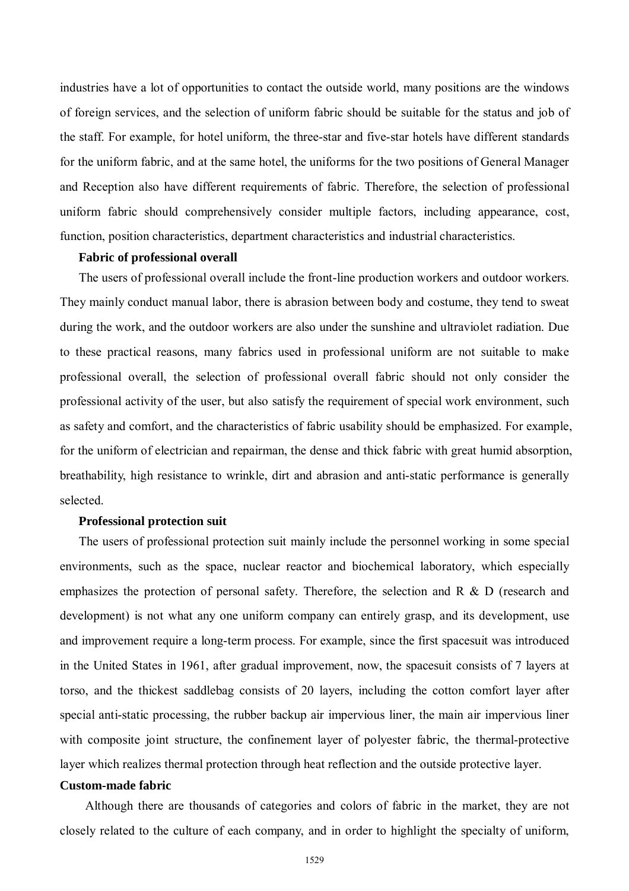industries have a lot of opportunities to contact the outside world, many positions are the windows of foreign services, and the selection of uniform fabric should be suitable for the status and job of the staff. For example, for hotel uniform, the three-star and five-star hotels have different standards for the uniform fabric, and at the same hotel, the uniforms for the two positions of General Manager and Reception also have different requirements of fabric. Therefore, the selection of professional uniform fabric should comprehensively consider multiple factors, including appearance, cost, function, position characteristics, department characteristics and industrial characteristics.

**Fabric of professional overall**

The users of professional overall include the front-line production workers and outdoor workers. They mainly conduct manual labor, there is abrasion between body and costume, they tend to sweat during the work, and the outdoor workers are also under the sunshine and ultraviolet radiation. Due to these practical reasons, many fabrics used in professional uniform are not suitable to make professional overall, the selection of professional overall fabric should not only consider the professional activity of the user, but also satisfy the requirement of special work environment, such as safety and comfort, and the characteristics of fabric usability should be emphasized. For example, for the uniform of electrician and repairman, the dense and thick fabric with great humid absorption, breathability, high resistance to wrinkle, dirt and abrasion and anti-static performance is generally selected.

**Professional protection suit**

The users of professional protection suit mainly include the personnel working in some special environments, such as the space, nuclear reactor and biochemical laboratory, which especially emphasizes the protection of personal safety. Therefore, the selection and R & D (research and development) is not what any one uniform company can entirely grasp, and its development, use and improvement require a long-term process. For example, since the first spacesuit was introduced in the United States in 1961, after gradual improvement, now, the spacesuit consists of 7 layers at torso, and the thickest saddlebag consists of 20 layers, including the cotton comfort layer after special anti-static processing, the rubber backup air impervious liner, the main air impervious liner with composite joint structure, the confinement layer of polyester fabric, the thermal-protective layer which realizes thermal protection through heat reflection and the outside protective layer.

**Custom-made fabric**

Although there are thousands of categories and colors of fabric in the market, they are not closely related to the culture of each company, and in order to highlight the specialty of uniform,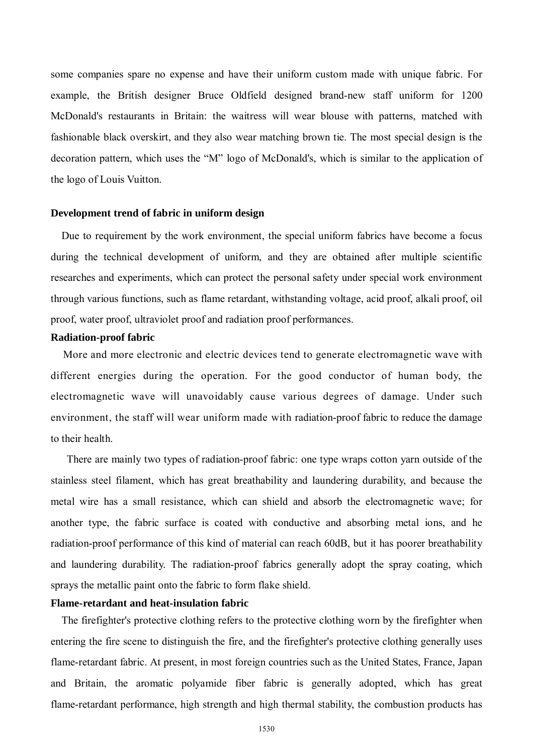some companies spare no expense and have their uniform custom made with unique fabric. For example, the British designer Bruce Oldfield designed brand-new staff uniform for 1200 McDonald's restaurants in Britain: the waitress will wear blouse with patterns, matched with fashionable black overskirt, and they also wear matching brown tie. The most special design is the decoration pattern, which uses the "M" logo of McDonald's, which is similar to the application of the logo of Louis Vuitton.

## Development trend of fabric in uniform design

Due to requirement by the work environment, the special uniform fabrics have become a focus during the technical development of uniform, and they are obtained after multiple scientific researches and experiments, which can protect the personal safety under special work environment through various functions, such as flame retardant, withstanding voltage, acid proof, alkali proof, oil proof, water proof, ultraviolet proof and radiation proof performances.

### Radiation-proof fabric

More and more electronic and electric devices tend to generate electromagnetic wave with different energies during the operation. For the good conductor of human body, the electromagnetic wave will unavoidably cause various degrees of damage. Under such environment, the staff will wear uniform made with radiation-proof fabric to reduce the damage to their health.

There are mainly two types of radiation-proof fabric: one type wraps cotton yarn outside of the stainless steel filament, which has great breathability and laundering durability, and because the metal wire has a small resistance, which can shield and absorb the electromagnetic wave; for another type, the fabric surface is coated with conductive and absorbing metal ions, and he radiation-proof performance of this kind of material can reach 60dB, but it has poorer breathability and laundering durability. The radiation-proof fabrics generally adopt the spray coating, which sprays the metallic paint onto the fabric to form flake shield.

### Flame-retardant and heat-insulation fabric

The firefighter's protective clothing refers to the protective clothing worn by the firefighter when entering the fire scene to distinguish the fire, and the firefighter's protective clothing generally uses flame-retardant fabric. At present, in most foreign countries such as the United States, France, Japan and Britain, the aromatic polyamide fiber fabric is generally adopted, which has great flame-retardant performance, high strength and high thermal stability, the combustion products has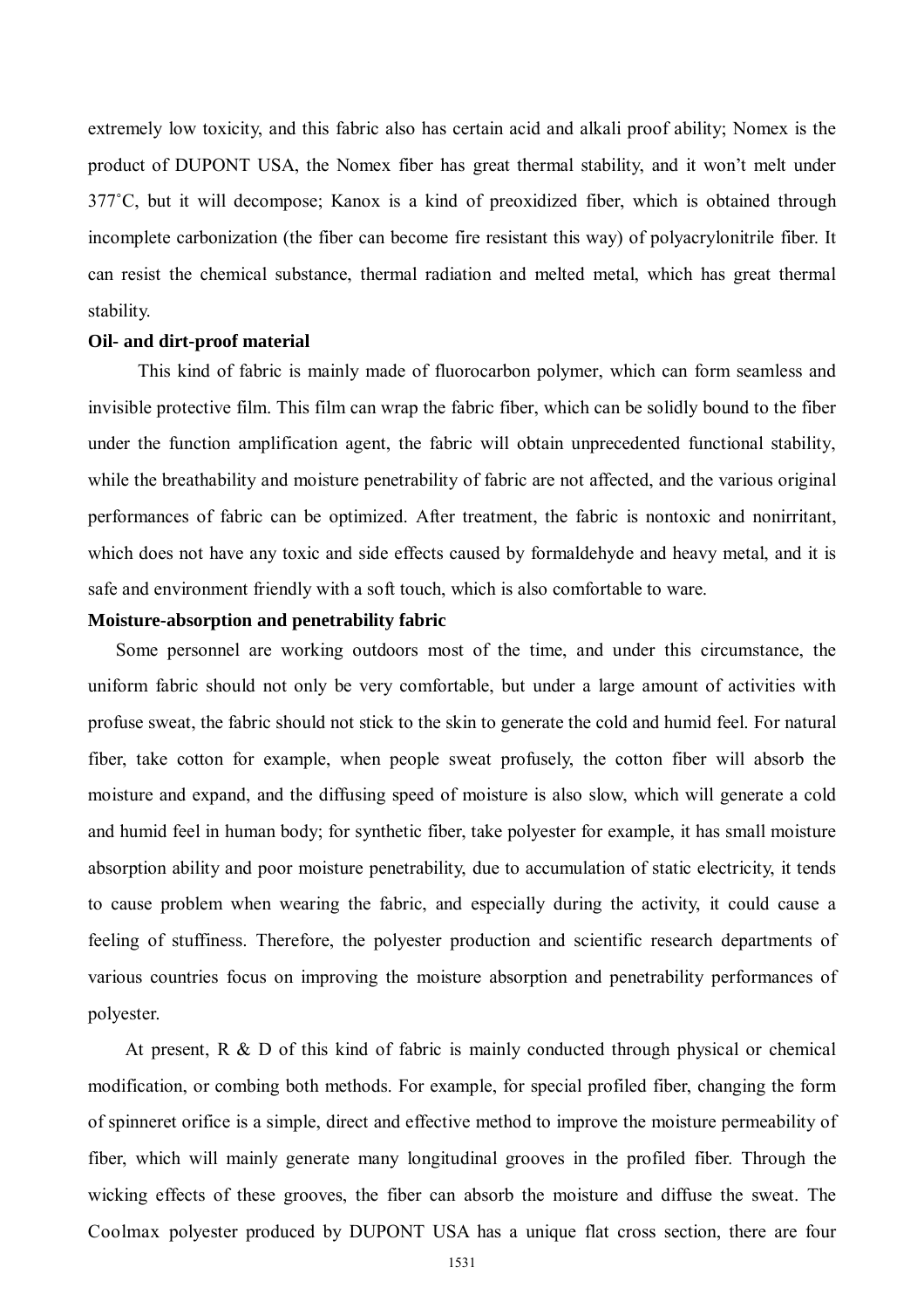extremely low toxicity, and this fabric also has certain acid and alkali proof ability; Nomex is the product of DUPONT USA, the Nomex fiber has great thermal stability, and it won't melt under 377˚C, but it will decompose; Kanox is a kind of preoxidized fiber, which is obtained through incomplete carbonization (the fiber can become fire resistant this way) of polyacrylonitrile fiber. It can resist the chemical substance, thermal radiation and melted metal, which has great thermal stability.

**Oil- and dirt-proof material**

This kind of fabric is mainly made of fluorocarbon polymer, which can form seamless and invisible protective film. This film can wrap the fabric fiber, which can be solidly bound to the fiber under the function amplification agent, the fabric will obtain unprecedented functional stability, while the breathability and moisture penetrability of fabric are not affected, and the various original performances of fabric can be optimized. After treatment, the fabric is nontoxic and nonirritant, which does not have any toxic and side effects caused by formaldehyde and heavy metal, and it is safe and environment friendly with a soft touch, which is also comfortable to ware.

**Moisture-absorption and penetrability fabric**

Some personnel are working outdoors most of the time, and under this circumstance, the uniform fabric should not only be very comfortable, but under a large amount of activities with profuse sweat, the fabric should not stick to the skin to generate the cold and humid feel. For natural fiber, take cotton for example, when people sweat profusely, the cotton fiber will absorb the moisture and expand, and the diffusing speed of moisture is also slow, which will generate a cold and humid feel in human body; for synthetic fiber, take polyester for example, it has small moisture absorption ability and poor moisture penetrability, due to accumulation of static electricity, it tends to cause problem when wearing the fabric, and especially during the activity, it could cause a feeling of stuffiness. Therefore, the polyester production and scientific research departments of various countries focus on improving the moisture absorption and penetrability performances of polyester.

At present, R & D of this kind of fabric is mainly conducted through physical or chemical modification, or combing both methods. For example, for special profiled fiber, changing the form of spinneret orifice is a simple, direct and effective method to improve the moisture permeability of fiber, which will mainly generate many longitudinal grooves in the profiled fiber. Through the wicking effects of these grooves, the fiber can absorb the moisture and diffuse the sweat. The Coolmax polyester produced by DUPONT USA has a unique flat cross section, there are four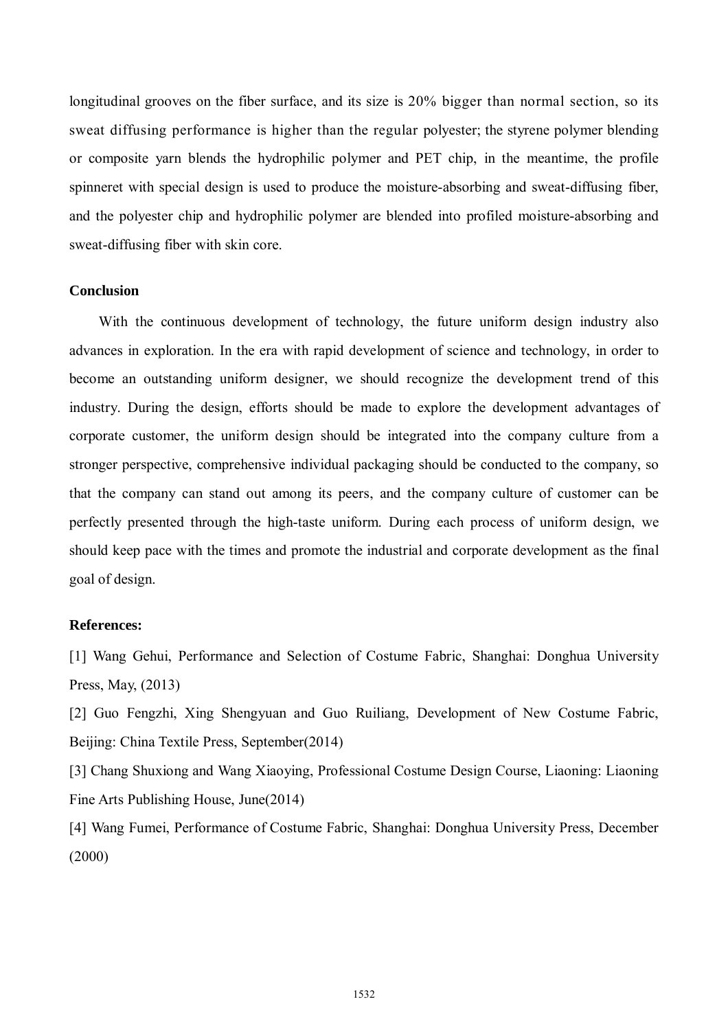longitudinal grooves on the fiber surface, and its size is 20% bigger than normal section, so its sweat diffusing performance is higher than the regular polyester; the styrene polymer blending or composite yarn blends the hydrophilic polymer and PET chip, in the meantime, the profile spinneret with special design is used to produce the moisture-absorbing and sweat-diffusing fiber, and the polyester chip and hydrophilic polymer are blended into profiled moisture-absorbing and sweat-diffusing fiber with skin core.

## Conclusion

With the continuous development of technology, the future uniform design industry also advances in exploration. In the era with rapid development of science and technology, in order to become an outstanding uniform designer, we should recognize the development trend of this industry. During the design, efforts should be made to explore the development advantages of corporate customer, the uniform design should be integrated into the company culture from a stronger perspective, comprehensive individual packaging should be conducted to the company, so that the company can stand out among its peers, and the company culture of customer can be perfectly presented through the high-taste uniform. During each process of uniform design, we should keep pace with the times and promote the industrial and corporate development as the final goal of design.

## References:

[1] Wang Gehui, Performance and Selection of Costume Fabric, Shanghai: Donghua University Press, May, (2013)

[2] Guo Fengzhi, Xing Shengyuan and Guo Ruiliang, Development of New Costume Fabric, Beijing: China Textile Press, September(2014)

[3] Chang Shuxiong and Wang Xiaoying, Professional Costume Design Course, Liaoning: Liaoning Fine Arts Publishing House, June(2014)

[4] Wang Fumei, Performance of Costume Fabric, Shanghai: Donghua University Press, December (2000)